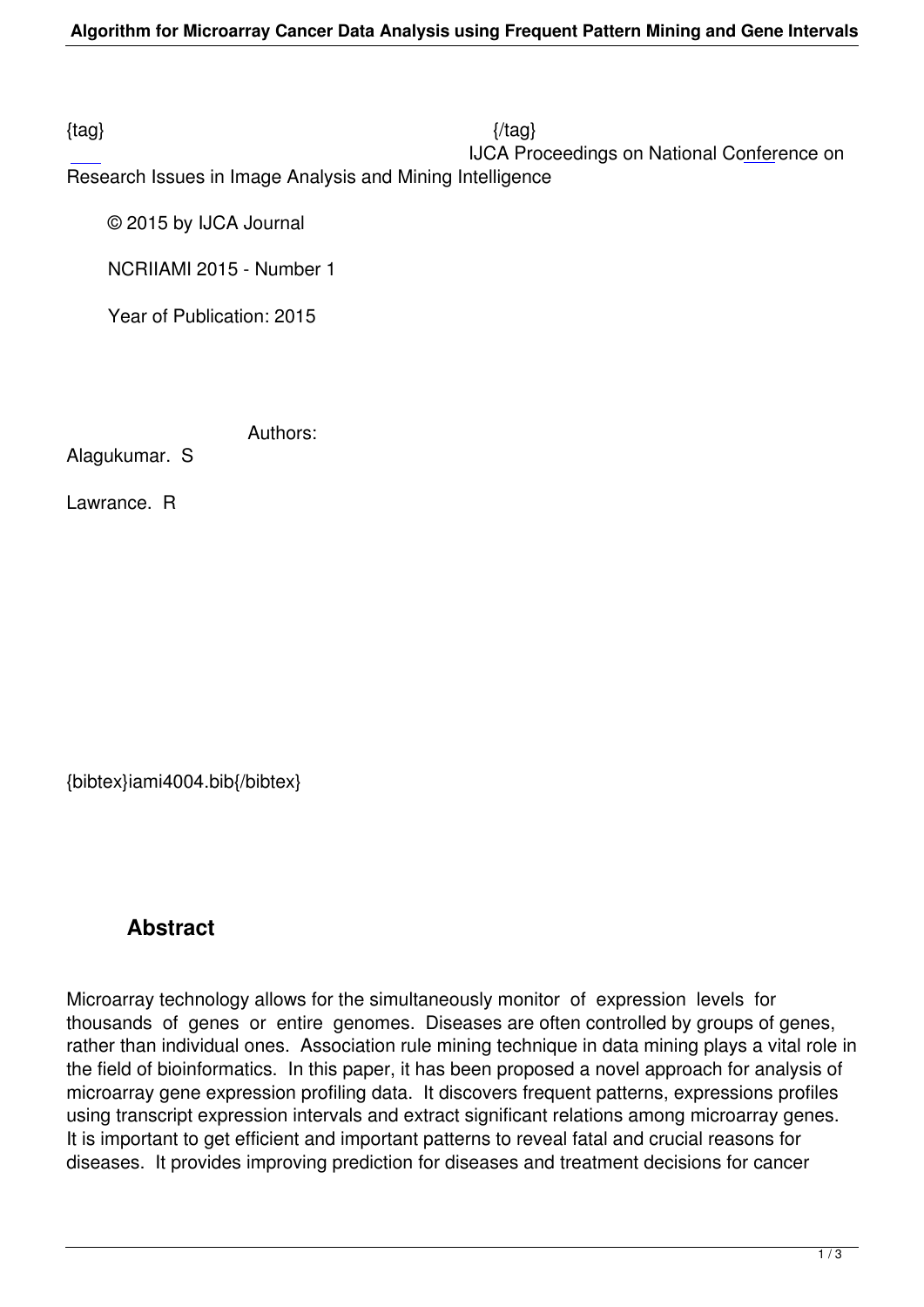{tag} {/tag}

IJCA Proceedings on National Conference on Research Issues in Image Analysis and Mining Intelligence

© 2015 by IJCA Journal

NCRIIAMI 2015 - Number 1

Year of Publication: 2015

Authors:

Alagukumar. S

Lawrance. R

{bibtex}iami4004.bib{/bibtex}

## Abstract

Microarray technology allows for the simultaneously monitor of expression levels for thousands of genes or entire genomes. Diseases are often controlled by groups of genes, rather than individual ones. Association rule mining technique in data mining plays a vital role in the field of bioinformatics. In this paper, it has been proposed a novel approach for analysis of microarray gene expression profiling data. It discovers frequent patterns, expressions profiles using transcript expression intervals and extract significant relations among microarray genes. It is important to get efficient and important patterns to reveal fatal and crucial reasons for diseases. It provides improving prediction for diseases and treatment decisions for cancer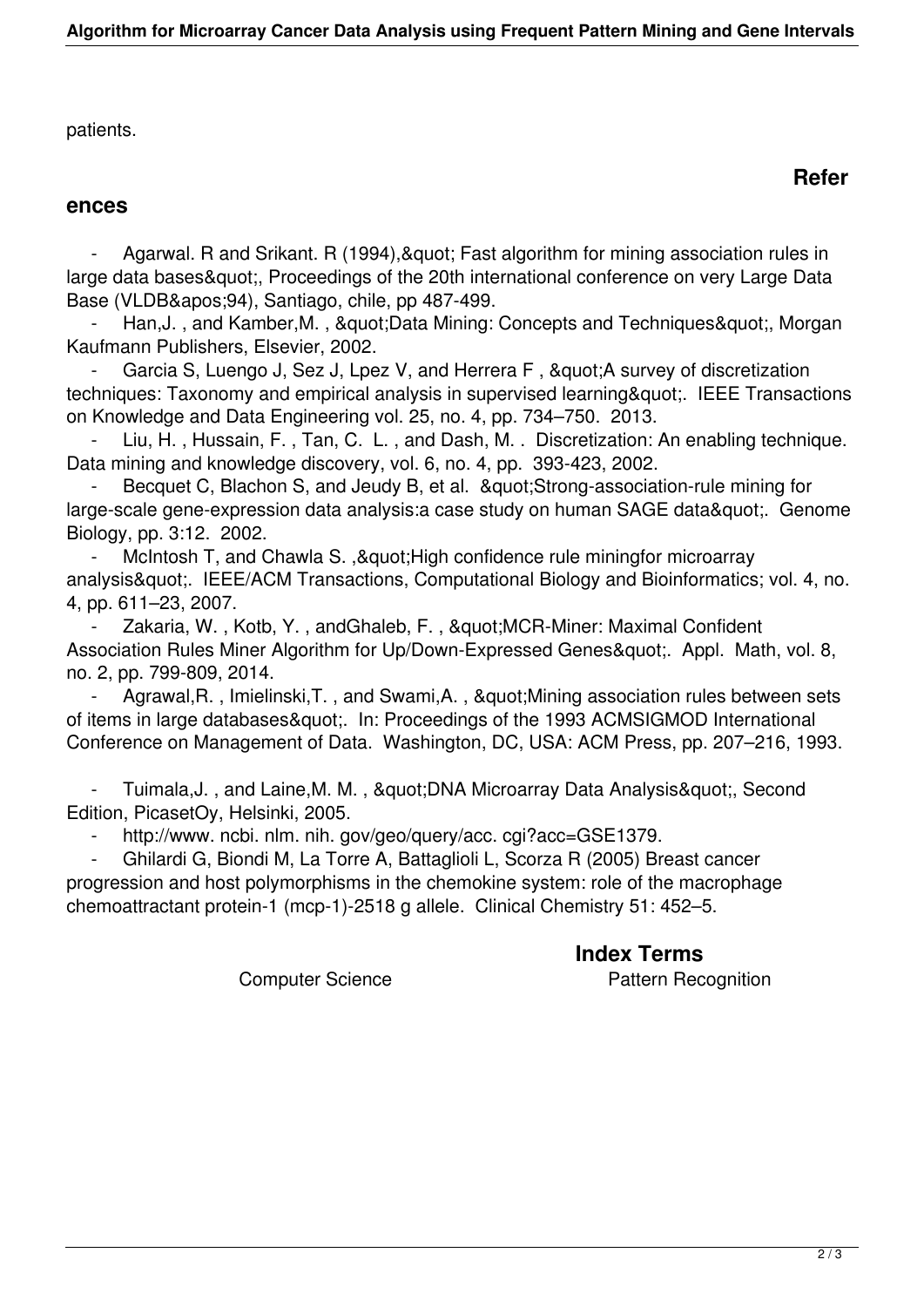patients.

## References

- Agarwal. R and Srikant. R (1994),&quot; Fast algorithm for mining association rules in large data bases&quot;, Proceedings of the 20th international conference on very Large Data Base (VLDB&apos;94), Santiago, chile, pp 487-499.
- Han,J. , and Kamber,M. , &quot;Data Mining: Concepts and Techniques&quot;, Morgan Kaufmann Publishers, Elsevier, 2002.
- Garcia S, Luengo J, Sez J, Lpez V, and Herrera F , &quot;A survey of discretization techniques: Taxonomy and empirical analysis in supervised learning&quot;. IEEE Transactions on Knowledge and Data Engineering vol. 25, no. 4, pp. 734–750. 2013.
- Liu, H. , Hussain, F. , Tan, C. L. , and Dash, M. . Discretization: An enabling technique. Data mining and knowledge discovery, vol. 6, no. 4, pp. 393-423, 2002.
- Becquet C, Blachon S, and Jeudy B, et al. &quot;Strong-association-rule mining for large-scale gene-expression data analysis:a case study on human SAGE data&quot;. Genome Biology, pp. 3:12. 2002.
- McIntosh T, and Chawla S. ,&quot;High confidence rule miningfor microarray analysis&quot;. IEEE/ACM Transactions, Computational Biology and Bioinformatics; vol. 4, no. 4, pp. 611–23, 2007.
- Zakaria, W. , Kotb, Y. , andGhaleb, F. , &quot;MCR-Miner: Maximal Confident Association Rules Miner Algorithm for Up/Down-Expressed Genes&quot;. Appl. Math, vol. 8, no. 2, pp. 799-809, 2014.
- Agrawal,R. , Imielinski,T. , and Swami,A. , &quot;Mining association rules between sets of items in large databases&quot;. In: Proceedings of the 1993 ACMSIGMOD International Conference on Management of Data. Washington, DC, USA: ACM Press, pp. 207–216, 1993.
- Tuimala,J. , and Laine,M. M. , &quot;DNA Microarray Data Analysis&quot;, Second Edition, PicasetOy, Helsinki, 2005.
- http://www. ncbi. nlm. nih. gov/geo/query/acc. cgi?acc=GSE1379.
- Ghilardi G, Biondi M, La Torre A, Battaglioli L, Scorza R (2005) Breast cancer progression and host polymorphisms in the chemokine system: role of the macrophage chemoattractant protein-1 (mcp-1)-2518 g allele. Clinical Chemistry 51: 452–5.

## Index Terms

Computer Science

Pattern Recognition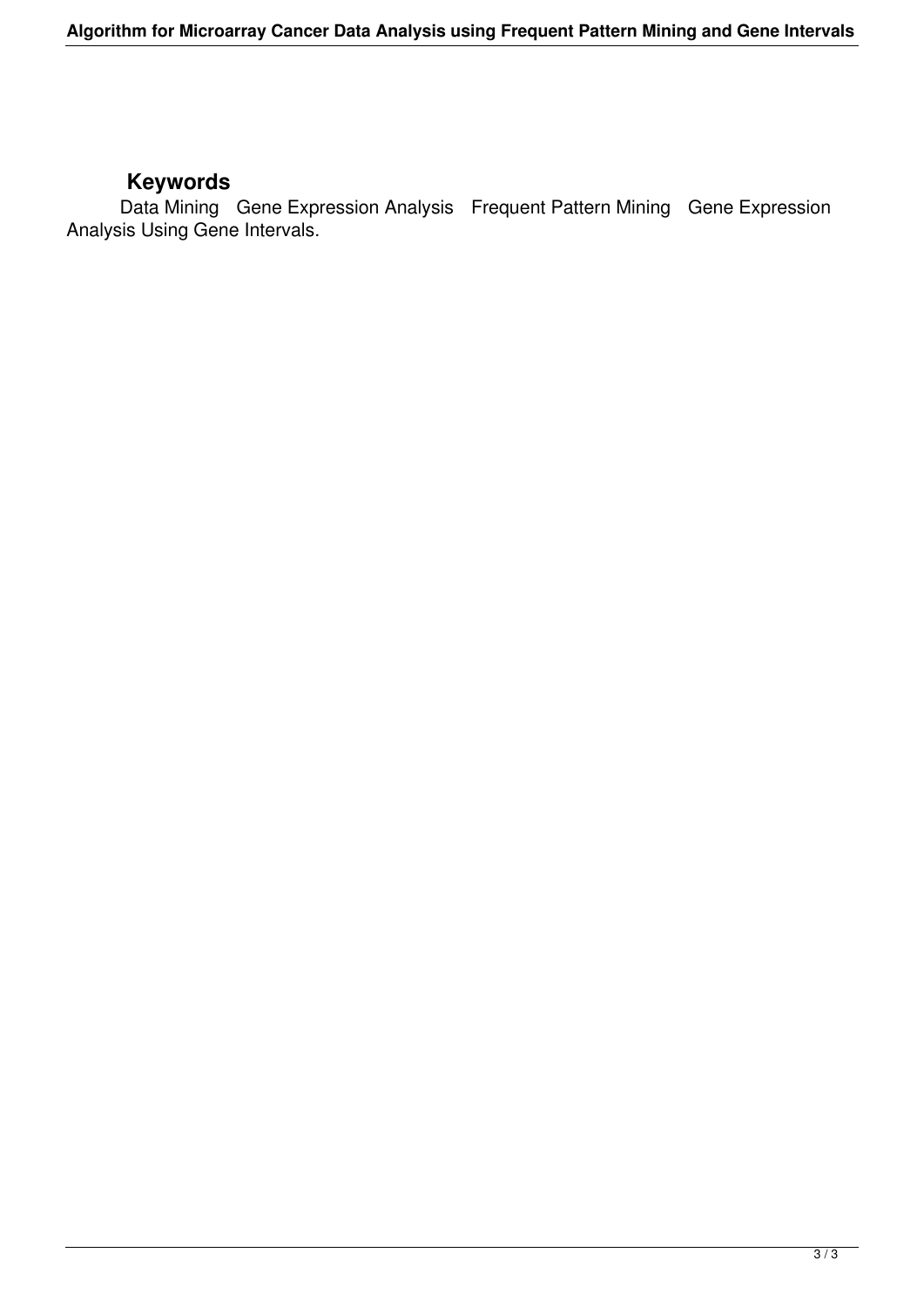## Keywords

Data Mining   Gene Expression Analysis   Frequent Pattern Mining   Gene Expression Analysis Using Gene Intervals.